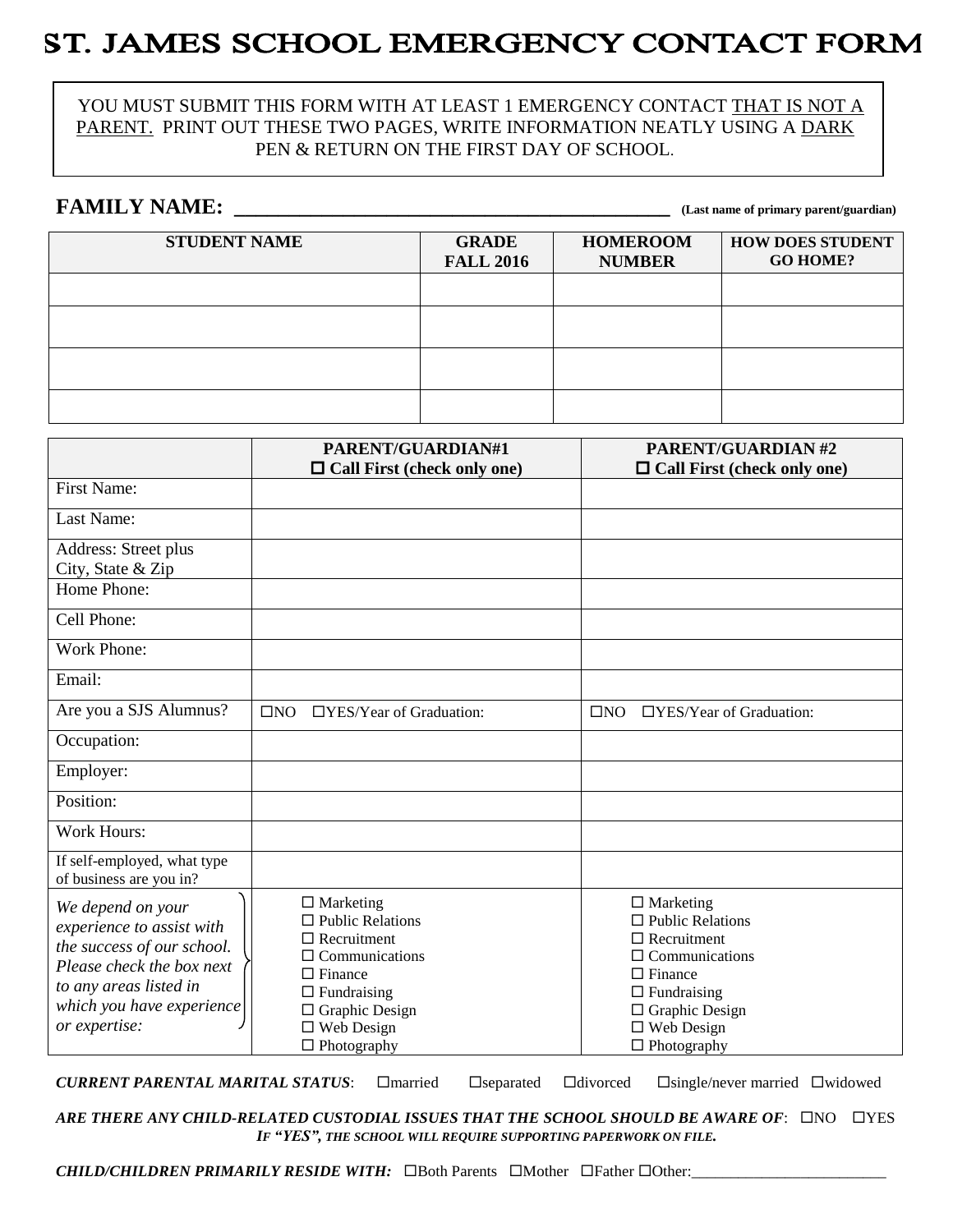# ST. JAMES SCHOOL EMERGENCY CONTACT FORM

YOU MUST SUBMIT THIS FORM WITH AT LEAST 1 EMERGENCY CONTACT THAT IS NOT A PARENT. PRINT OUT THESE TWO PAGES, WRITE INFORMATION NEATLY USING A DARK PEN & RETURN ON THE FIRST DAY OF SCHOOL.

**FAMILY NAME: ____________________________________________** **(Last name of primary parent/guardian)**

| STUDENT NAME | GRADE FALL 2016 | HOMEROOM NUMBER | HOW DOES STUDENT GO HOME? |
|---|---|---|---|
| | | | |
| | | | |
| | | | |
| | | | |

| | PARENT/GUARDIAN#1 ☐ Call First (check only one) | PARENT/GUARDIAN #2 ☐ Call First (check only one) |
|---|---|---|
| First Name: | | |
| Last Name: | | |
| Address: Street plus City, State & Zip | | |
| Home Phone: | | |
| Cell Phone: | | |
| Work Phone: | | |
| Email: | | |
| Are you a SJS Alumnus? | ☐NO ☐YES/Year of Graduation: | ☐NO ☐YES/Year of Graduation: |
| Occupation: | | |
| Employer: | | |
| Position: | | |
| Work Hours: | | |
| If self-employed, what type of business are you in? | | |
| *We depend on your experience to assist with the success of our school. Please check the box next to any areas listed in which you have experience or expertise:* | ☐ Marketing<br>☐ Public Relations<br>☐ Recruitment<br>☐ Communications<br>☐ Finance<br>☐ Fundraising<br>☐ Graphic Design<br>☐ Web Design<br>☐ Photography | ☐ Marketing<br>☐ Public Relations<br>☐ Recruitment<br>☐ Communications<br>☐ Finance<br>☐ Fundraising<br>☐ Graphic Design<br>☐ Web Design<br>☐ Photography |

***CURRENT PARENTAL MARITAL STATUS***: ☐married ☐separated ☐divorced ☐single/never married ☐widowed

***ARE THERE ANY CHILD-RELATED CUSTODIAL ISSUES THAT THE SCHOOL SHOULD BE AWARE OF***: ☐NO ☐YES
***IF "YES", THE SCHOOL WILL REQUIRE SUPPORTING PAPERWORK ON FILE.***

***CHILD/CHILDREN PRIMARILY RESIDE WITH:*** ☐Both Parents ☐Mother ☐Father ☐Other:_________________________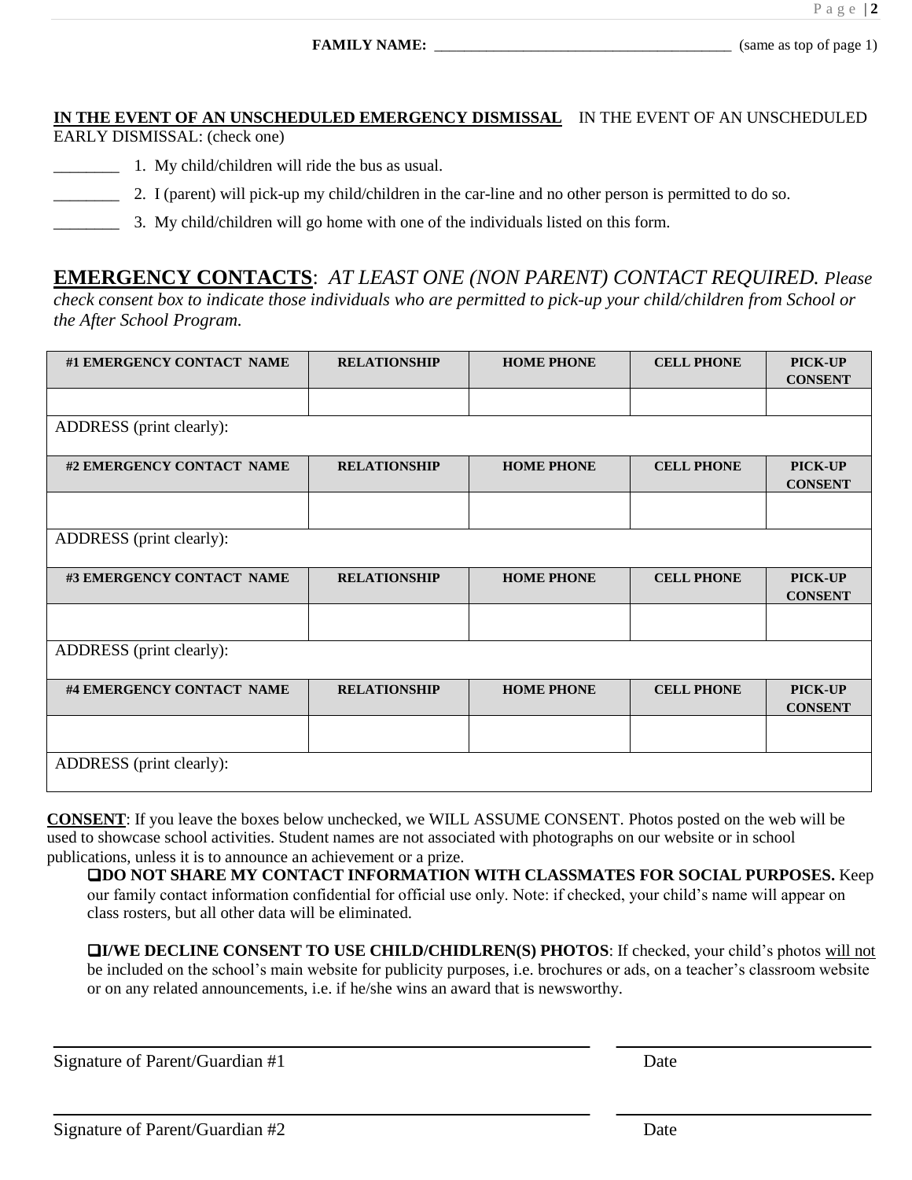**FAMILY NAME:** _______________________________________ (same as top of page 1)

**IN THE EVENT OF AN UNSCHEDULED EMERGENCY DISMISSAL** IN THE EVENT OF AN UNSCHEDULED EARLY DISMISSAL: (check one)

________ 1. My child/children will ride the bus as usual.

________ 2. I (parent) will pick-up my child/children in the car-line and no other person is permitted to do so.

________ 3. My child/children will go home with one of the individuals listed on this form.

## EMERGENCY CONTACTS: *AT LEAST ONE (NON PARENT) CONTACT REQUIRED. Please check consent box to indicate those individuals who are permitted to pick-up your child/children from School or the After School Program.*

| **#1 EMERGENCY CONTACT NAME** | **RELATIONSHIP** | **HOME PHONE** | **CELL PHONE** | **PICK-UP CONSENT** |
|---|---|---|---|---|
| | | | | |
| ADDRESS (print clearly): | | | | |
| **#2 EMERGENCY CONTACT NAME** | **RELATIONSHIP** | **HOME PHONE** | **CELL PHONE** | **PICK-UP CONSENT** |
| | | | | |
| ADDRESS (print clearly): | | | | |
| **#3 EMERGENCY CONTACT NAME** | **RELATIONSHIP** | **HOME PHONE** | **CELL PHONE** | **PICK-UP CONSENT** |
| | | | | |
| ADDRESS (print clearly): | | | | |
| **#4 EMERGENCY CONTACT NAME** | **RELATIONSHIP** | **HOME PHONE** | **CELL PHONE** | **PICK-UP CONSENT** |
| | | | | |
| ADDRESS (print clearly): | | | | |

**CONSENT**: If you leave the boxes below unchecked, we WILL ASSUME CONSENT. Photos posted on the web will be used to showcase school activities. Student names are not associated with photographs on our website or in school publications, unless it is to announce an achievement or a prize.

- ❑ **DO NOT SHARE MY CONTACT INFORMATION WITH CLASSMATES FOR SOCIAL PURPOSES.** Keep our family contact information confidential for official use only. Note: if checked, your child's name will appear on class rosters, but all other data will be eliminated.

- ❑ **I/WE DECLINE CONSENT TO USE CHILD/CHIDLREN(S) PHOTOS**: If checked, your child's photos will not be included on the school's main website for publicity purposes, i.e. brochures or ads, on a teacher's classroom website or on any related announcements, i.e. if he/she wins an award that is newsworthy.

_______________________________________________ _______________________

Signature of Parent/Guardian #1 Date

_______________________________________________ _______________________

Signature of Parent/Guardian #2 Date